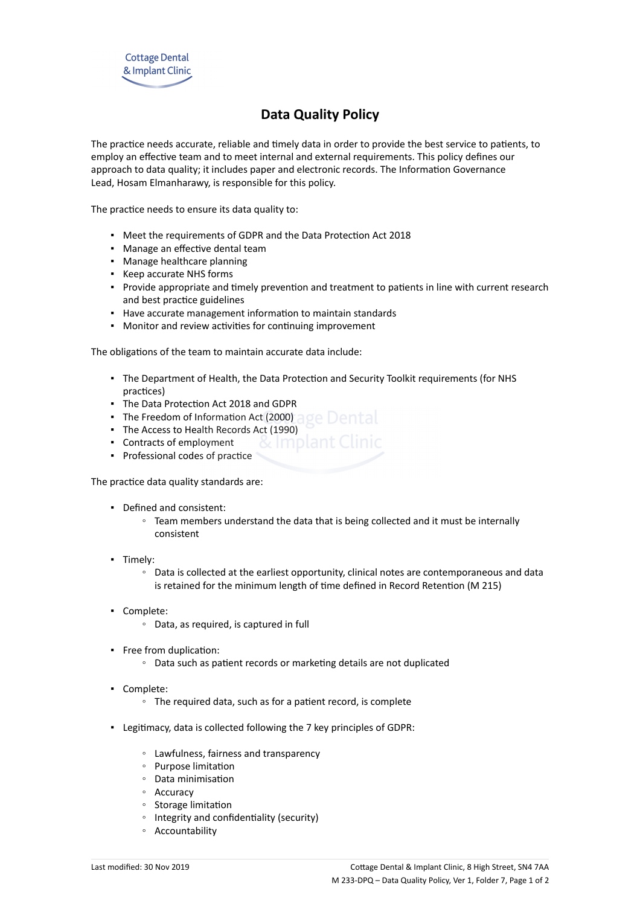Cottage Dental
& Implant Clinic

# Data Quality Policy

The practice needs accurate, reliable and timely data in order to provide the best service to patients, to employ an effective team and to meet internal and external requirements. This policy defines our approach to data quality; it includes paper and electronic records. The Information Governance Lead, Hosam Elmanharawy, is responsible for this policy.

The practice needs to ensure its data quality to:

- Meet the requirements of GDPR and the Data Protection Act 2018
- Manage an effective dental team
- Manage healthcare planning
- Keep accurate NHS forms
- Provide appropriate and timely prevention and treatment to patients in line with current research and best practice guidelines
- Have accurate management information to maintain standards
- Monitor and review activities for continuing improvement

The obligations of the team to maintain accurate data include:

- The Department of Health, the Data Protection and Security Toolkit requirements (for NHS practices)
- The Data Protection Act 2018 and GDPR
- The Freedom of Information Act (2000)
- The Access to Health Records Act (1990)
- Contracts of employment
- Professional codes of practice

The practice data quality standards are:

- Defined and consistent:
  - Team members understand the data that is being collected and it must be internally consistent

- Timely:
  - Data is collected at the earliest opportunity, clinical notes are contemporaneous and data is retained for the minimum length of time defined in Record Retention (M 215)

- Complete:
  - Data, as required, is captured in full

- Free from duplication:
  - Data such as patient records or marketing details are not duplicated

- Complete:
  - The required data, such as for a patient record, is complete

- Legitimacy, data is collected following the 7 key principles of GDPR:

  - Lawfulness, fairness and transparency
  - Purpose limitation
  - Data minimisation
  - Accuracy
  - Storage limitation
  - Integrity and confidentiality (security)
  - Accountability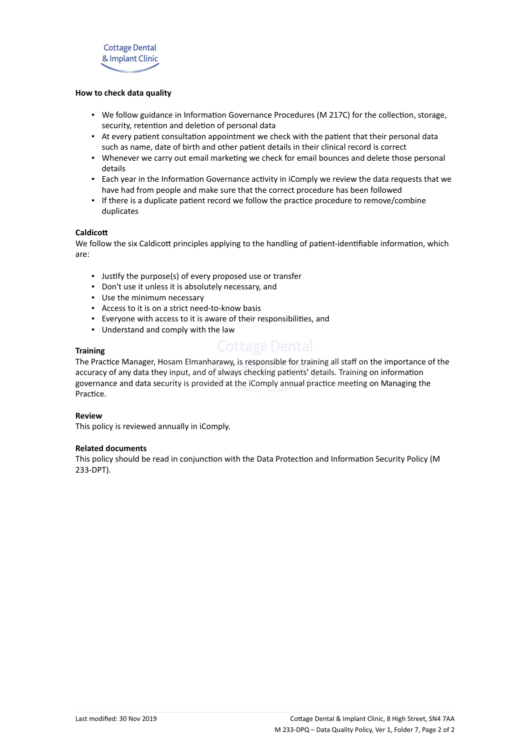**How to check data quality**

- We follow guidance in Information Governance Procedures (M 217C) for the collection, storage, security, retention and deletion of personal data
- At every patient consultation appointment we check with the patient that their personal data such as name, date of birth and other patient details in their clinical record is correct
- Whenever we carry out email marketing we check for email bounces and delete those personal details
- Each year in the Information Governance activity in iComply we review the data requests that we have had from people and make sure that the correct procedure has been followed
- If there is a duplicate patient record we follow the practice procedure to remove/combine duplicates

**Caldicott**

We follow the six Caldicott principles applying to the handling of patient-identifiable information, which are:

- Justify the purpose(s) of every proposed use or transfer
- Don't use it unless it is absolutely necessary, and
- Use the minimum necessary
- Access to it is on a strict need-to-know basis
- Everyone with access to it is aware of their responsibilities, and
- Understand and comply with the law

**Training**

The Practice Manager, Hosam Elmanharawy, is responsible for training all staff on the importance of the accuracy of any data they input, and of always checking patients' details. Training on information governance and data security is provided at the iComply annual practice meeting on Managing the Practice.

**Review**

This policy is reviewed annually in iComply.

**Related documents**

This policy should be read in conjunction with the Data Protection and Information Security Policy (M 233-DPT).